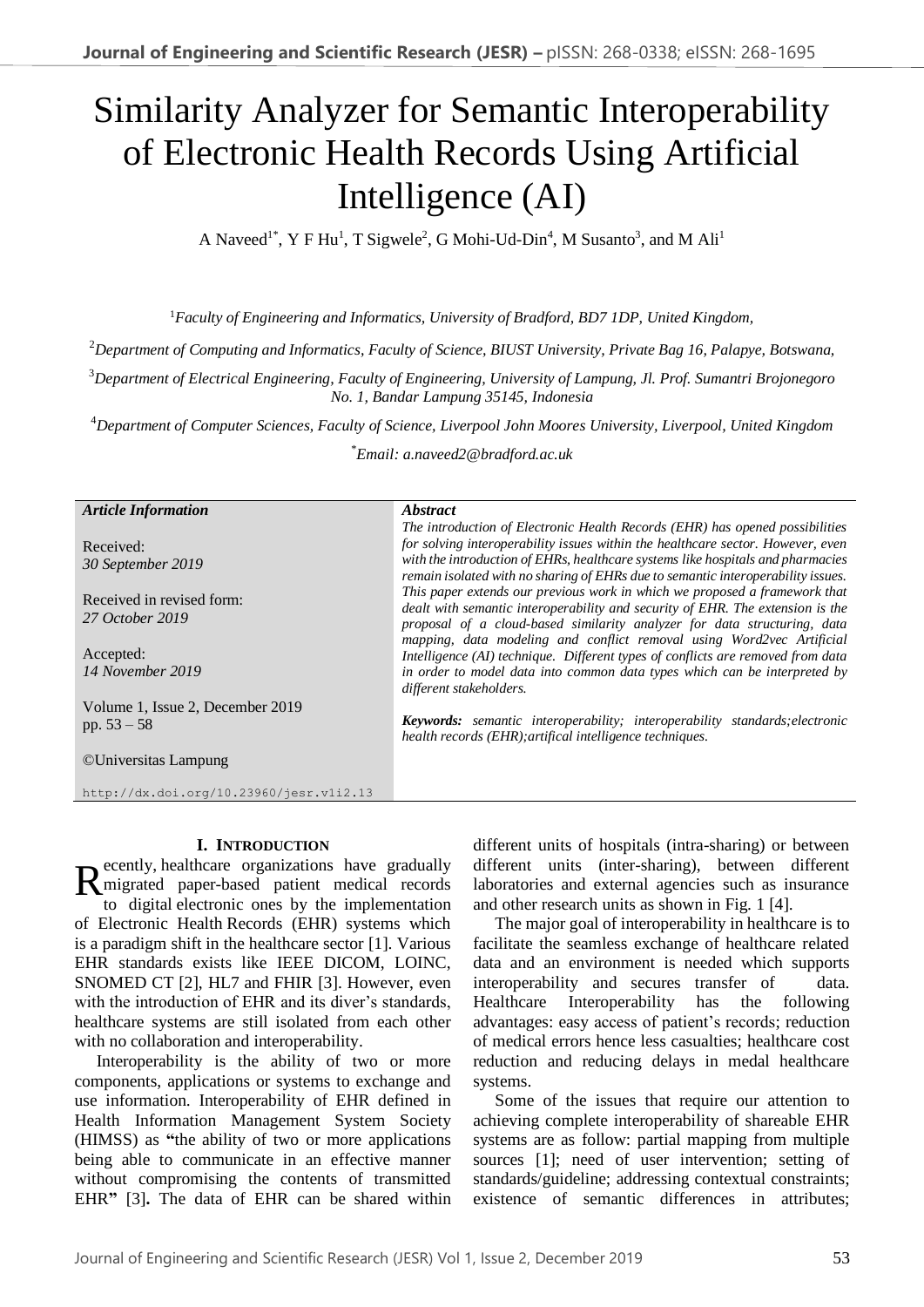# Similarity Analyzer for Semantic Interoperability of Electronic Health Records Using Artificial Intelligence (AI)

A Naveed[1*], Y F Hu[1], T Sigwele[2], G Mohi-Ud-Din[4], M Susanto[3], and M Ali[1]

[1]*Faculty of Engineering and Informatics, University of Bradford, BD7 1DP, United Kingdom,*

[2]*Department of Computing and Informatics, Faculty of Science, BIUST University, Private Bag 16, Palapye, Botswana,*

[3]*Department of Electrical Engineering, Faculty of Engineering, University of Lampung, Jl. Prof. Sumantri Brojonegoro No. 1, Bandar Lampung 35145, Indonesia*

[4]*Department of Computer Sciences, Faculty of Science, Liverpool John Moores University, Liverpool, United Kingdom*

[*]*Email: a.naveed2@bradford.ac.uk*

***Article Information***

Received:
*30 September 2019*

Received in revised form:
*27 October 2019*

Accepted:
*14 November 2019*

Volume 1, Issue 2, December 2019
pp. 53 – 58

©Universitas Lampung

http://dx.doi.org/10.23960/jesr.v1i2.13

***Abstract***

*The introduction of Electronic Health Records (EHR) has opened possibilities for solving interoperability issues within the healthcare sector. However, even with the introduction of EHRs, healthcare systems like hospitals and pharmacies remain isolated with no sharing of EHRs due to semantic interoperability issues. This paper extends our previous work in which we proposed a framework that dealt with semantic interoperability and security of EHR. The extension is the proposal of a cloud-based similarity analyzer for data structuring, data mapping, data modeling and conflict removal using Word2vec Artificial Intelligence (AI) technique. Different types of conflicts are removed from data in order to model data into common data types which can be interpreted by different stakeholders.*

***Keywords:*** *semantic interoperability; interoperability standards;electronic health records (EHR);artifical intelligence techniques.*

## I. Introduction

Recently, healthcare organizations have gradually migrated paper-based patient medical records to digital electronic ones by the implementation of Electronic Health Records (EHR) systems which is a paradigm shift in the healthcare sector [1]. Various EHR standards exists like IEEE DICOM, LOINC, SNOMED CT [2], HL7 and FHIR [3]. However, even with the introduction of EHR and its diver's standards, healthcare systems are still isolated from each other with no collaboration and interoperability.

Interoperability is the ability of two or more components, applications or systems to exchange and use information. Interoperability of EHR defined in Health Information Management System Society (HIMSS) as **"**the ability of two or more applications being able to communicate in an effective manner without compromising the contents of transmitted EHR**"** [3]**.** The data of EHR can be shared within different units of hospitals (intra-sharing) or between different units (inter-sharing), between different laboratories and external agencies such as insurance and other research units as shown in Fig. 1 [4].

The major goal of interoperability in healthcare is to facilitate the seamless exchange of healthcare related data and an environment is needed which supports interoperability and secures transfer of data. Healthcare Interoperability has the following advantages: easy access of patient's records; reduction of medical errors hence less casualties; healthcare cost reduction and reducing delays in medal healthcare systems.

Some of the issues that require our attention to achieving complete interoperability of shareable EHR systems are as follow: partial mapping from multiple sources [1]; need of user intervention; setting of standards/guideline; addressing contextual constraints; existence of semantic differences in attributes;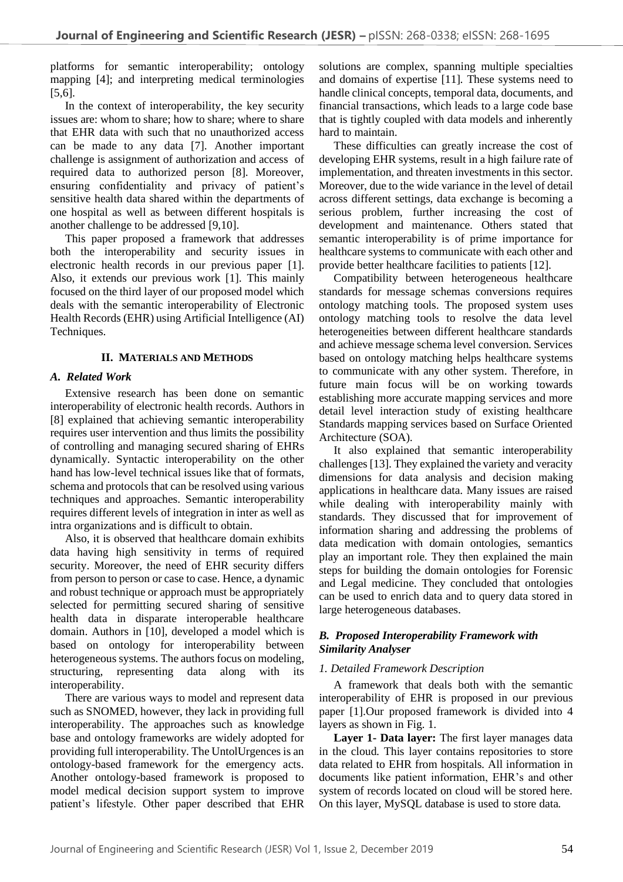platforms for semantic interoperability; ontology mapping [4]; and interpreting medical terminologies [5,6].

In the context of interoperability, the key security issues are: whom to share; how to share; where to share that EHR data with such that no unauthorized access can be made to any data [7]. Another important challenge is assignment of authorization and access of required data to authorized person [8]. Moreover, ensuring confidentiality and privacy of patient's sensitive health data shared within the departments of one hospital as well as between different hospitals is another challenge to be addressed [9,10].

This paper proposed a framework that addresses both the interoperability and security issues in electronic health records in our previous paper [1]. Also, it extends our previous work [1]. This mainly focused on the third layer of our proposed model which deals with the semantic interoperability of Electronic Health Records (EHR) using Artificial Intelligence (AI) Techniques.

## II. Materials and Methods

### *A. Related Work*

Extensive research has been done on semantic interoperability of electronic health records. Authors in [8] explained that achieving semantic interoperability requires user intervention and thus limits the possibility of controlling and managing secured sharing of EHRs dynamically. Syntactic interoperability on the other hand has low-level technical issues like that of formats, schema and protocols that can be resolved using various techniques and approaches. Semantic interoperability requires different levels of integration in inter as well as intra organizations and is difficult to obtain.

Also, it is observed that healthcare domain exhibits data having high sensitivity in terms of required security. Moreover, the need of EHR security differs from person to person or case to case. Hence, a dynamic and robust technique or approach must be appropriately selected for permitting secured sharing of sensitive health data in disparate interoperable healthcare domain. Authors in [10], developed a model which is based on ontology for interoperability between heterogeneous systems. The authors focus on modeling, structuring, representing data along with its interoperability.

There are various ways to model and represent data such as SNOMED, however, they lack in providing full interoperability. The approaches such as knowledge base and ontology frameworks are widely adopted for providing full interoperability. The UntolUrgences is an ontology-based framework for the emergency acts. Another ontology-based framework is proposed to model medical decision support system to improve patient's lifestyle. Other paper described that EHR solutions are complex, spanning multiple specialties and domains of expertise [11]. These systems need to handle clinical concepts, temporal data, documents, and financial transactions, which leads to a large code base that is tightly coupled with data models and inherently hard to maintain.

These difficulties can greatly increase the cost of developing EHR systems, result in a high failure rate of implementation, and threaten investments in this sector. Moreover, due to the wide variance in the level of detail across different settings, data exchange is becoming a serious problem, further increasing the cost of development and maintenance. Others stated that semantic interoperability is of prime importance for healthcare systems to communicate with each other and provide better healthcare facilities to patients [12].

Compatibility between heterogeneous healthcare standards for message schemas conversions requires ontology matching tools. The proposed system uses ontology matching tools to resolve the data level heterogeneities between different healthcare standards and achieve message schema level conversion. Services based on ontology matching helps healthcare systems to communicate with any other system. Therefore, in future main focus will be on working towards establishing more accurate mapping services and more detail level interaction study of existing healthcare Standards mapping services based on Surface Oriented Architecture (SOA).

It also explained that semantic interoperability challenges [13]. They explained the variety and veracity dimensions for data analysis and decision making applications in healthcare data. Many issues are raised while dealing with interoperability mainly with standards. They discussed that for improvement of information sharing and addressing the problems of data medication with domain ontologies, semantics play an important role. They then explained the main steps for building the domain ontologies for Forensic and Legal medicine. They concluded that ontologies can be used to enrich data and to query data stored in large heterogeneous databases.

### *B. Proposed Interoperability Framework with Similarity Analyser*

#### *1. Detailed Framework Description*

A framework that deals both with the semantic interoperability of EHR is proposed in our previous paper [1].Our proposed framework is divided into 4 layers as shown in Fig. 1.

**Layer 1- Data layer:** The first layer manages data in the cloud. This layer contains repositories to store data related to EHR from hospitals. All information in documents like patient information, EHR's and other system of records located on cloud will be stored here. On this layer, MySQL database is used to store data.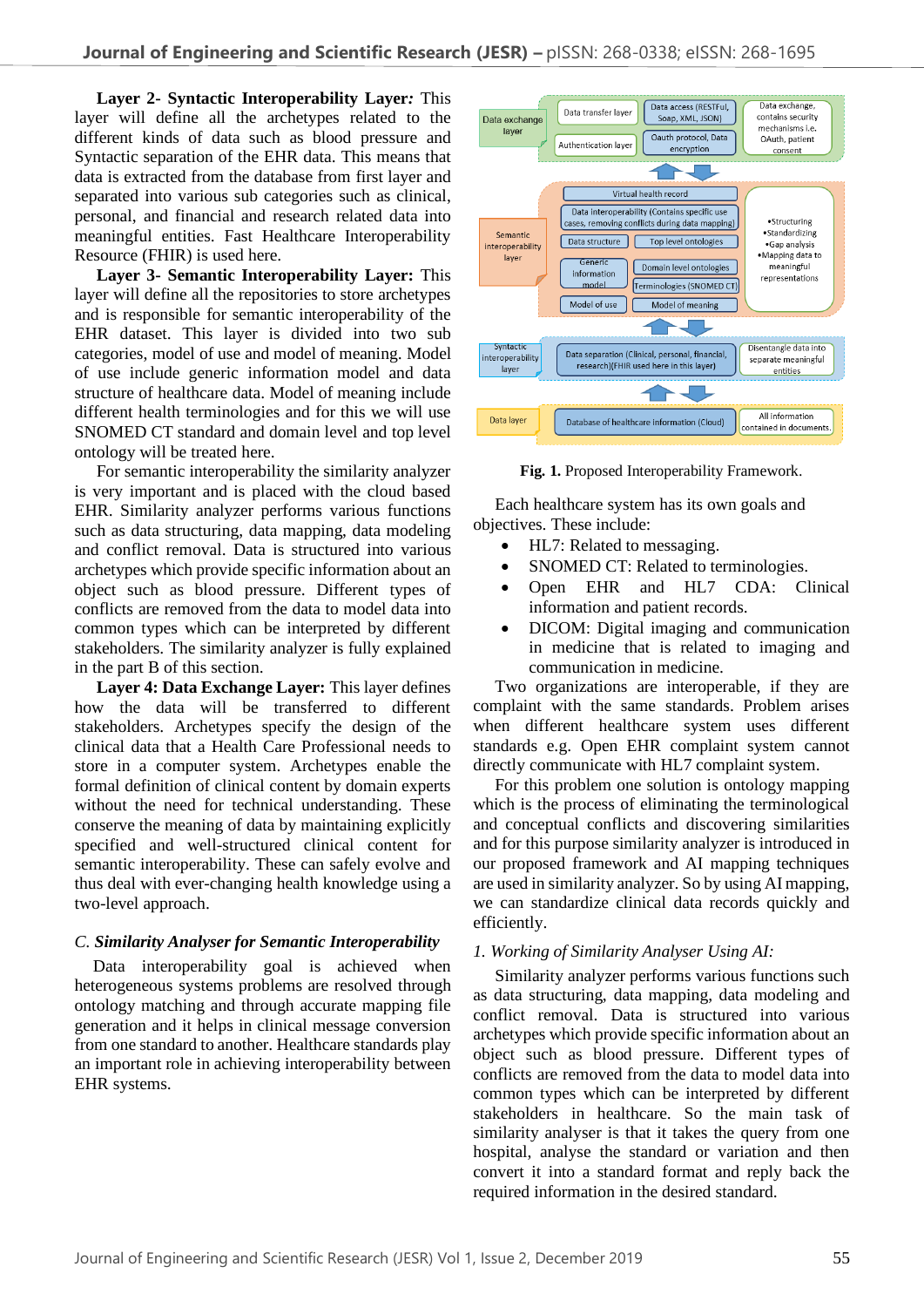**Layer 2- Syntactic Interoperability Layer*:*** This layer will define all the archetypes related to the different kinds of data such as blood pressure and Syntactic separation of the EHR data. This means that data is extracted from the database from first layer and separated into various sub categories such as clinical, personal, and financial and research related data into meaningful entities. Fast Healthcare Interoperability Resource (FHIR) is used here.

**Layer 3- Semantic Interoperability Layer:** This layer will define all the repositories to store archetypes and is responsible for semantic interoperability of the EHR dataset. This layer is divided into two sub categories, model of use and model of meaning. Model of use include generic information model and data structure of healthcare data. Model of meaning include different health terminologies and for this we will use SNOMED CT standard and domain level and top level ontology will be treated here.

For semantic interoperability the similarity analyzer is very important and is placed with the cloud based EHR. Similarity analyzer performs various functions such as data structuring, data mapping, data modeling and conflict removal. Data is structured into various archetypes which provide specific information about an object such as blood pressure. Different types of conflicts are removed from the data to model data into common types which can be interpreted by different stakeholders. The similarity analyzer is fully explained in the part B of this section.

**Layer 4: Data Exchange Layer:** This layer defines how the data will be transferred to different stakeholders. Archetypes specify the design of the clinical data that a Health Care Professional needs to store in a computer system. Archetypes enable the formal definition of clinical content by domain experts without the need for technical understanding. These conserve the meaning of data by maintaining explicitly specified and well-structured clinical content for semantic interoperability. These can safely evolve and thus deal with ever-changing health knowledge using a two-level approach.

### *C. Similarity Analyser for Semantic Interoperability*

Data interoperability goal is achieved when heterogeneous systems problems are resolved through ontology matching and through accurate mapping file generation and it helps in clinical message conversion from one standard to another. Healthcare standards play an important role in achieving interoperability between EHR systems.

**Fig. 1.** Proposed Interoperability Framework.

Each healthcare system has its own goals and objectives. These include:

- HL7: Related to messaging.
- SNOMED CT: Related to terminologies.
- Open EHR and HL7 CDA: Clinical information and patient records.
- DICOM: Digital imaging and communication in medicine that is related to imaging and communication in medicine.

Two organizations are interoperable, if they are complaint with the same standards. Problem arises when different healthcare system uses different standards e.g. Open EHR complaint system cannot directly communicate with HL7 complaint system.

For this problem one solution is ontology mapping which is the process of eliminating the terminological and conceptual conflicts and discovering similarities and for this purpose similarity analyzer is introduced in our proposed framework and AI mapping techniques are used in similarity analyzer. So by using AI mapping, we can standardize clinical data records quickly and efficiently.

#### *1. Working of Similarity Analyser Using AI:*

Similarity analyzer performs various functions such as data structuring, data mapping, data modeling and conflict removal. Data is structured into various archetypes which provide specific information about an object such as blood pressure. Different types of conflicts are removed from the data to model data into common types which can be interpreted by different stakeholders in healthcare. So the main task of similarity analyser is that it takes the query from one hospital, analyse the standard or variation and then convert it into a standard format and reply back the required information in the desired standard.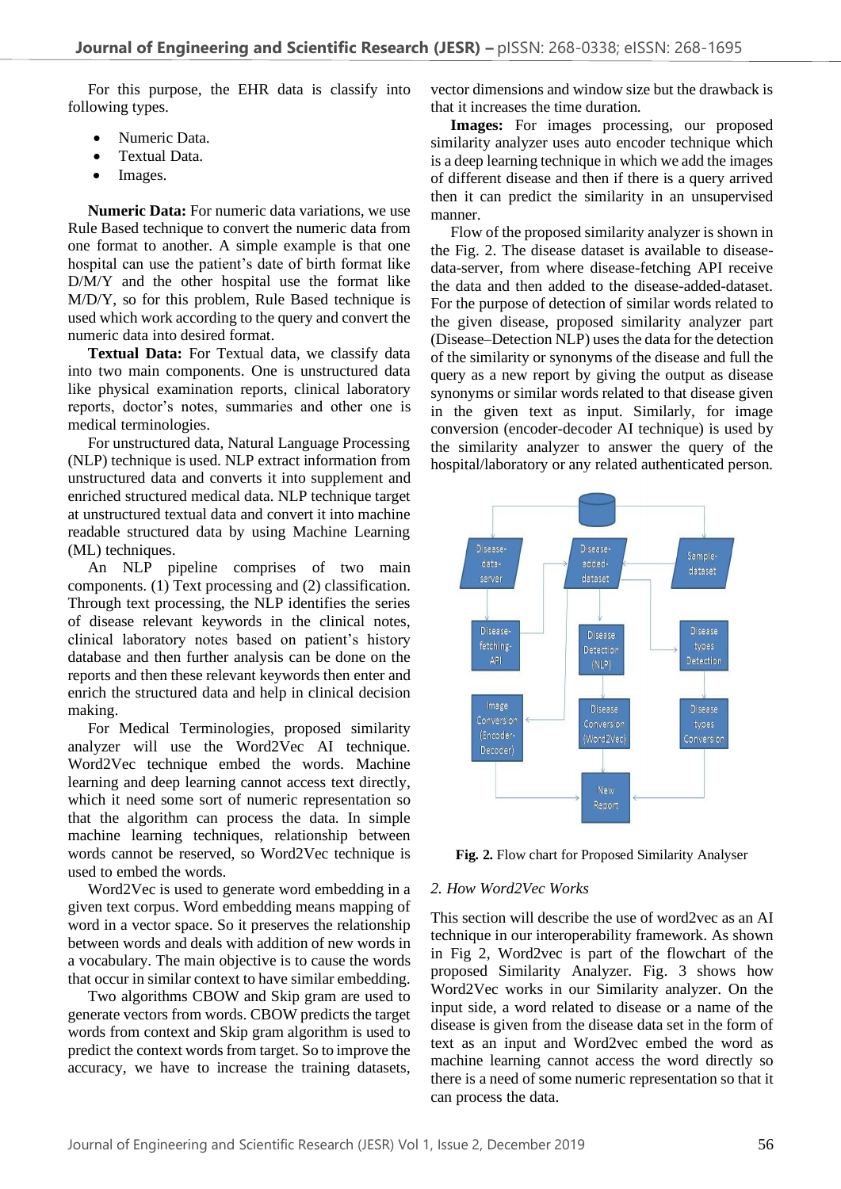For this purpose, the EHR data is classify into following types.

- Numeric Data.
- Textual Data.
- Images.

**Numeric Data:** For numeric data variations, we use Rule Based technique to convert the numeric data from one format to another. A simple example is that one hospital can use the patient's date of birth format like D/M/Y and the other hospital use the format like M/D/Y, so for this problem, Rule Based technique is used which work according to the query and convert the numeric data into desired format.

**Textual Data:** For Textual data, we classify data into two main components. One is unstructured data like physical examination reports, clinical laboratory reports, doctor's notes, summaries and other one is medical terminologies.

For unstructured data, Natural Language Processing (NLP) technique is used. NLP extract information from unstructured data and converts it into supplement and enriched structured medical data. NLP technique target at unstructured textual data and convert it into machine readable structured data by using Machine Learning (ML) techniques.

An NLP pipeline comprises of two main components. (1) Text processing and (2) classification. Through text processing, the NLP identifies the series of disease relevant keywords in the clinical notes, clinical laboratory notes based on patient's history database and then further analysis can be done on the reports and then these relevant keywords then enter and enrich the structured data and help in clinical decision making.

For Medical Terminologies, proposed similarity analyzer will use the Word2Vec AI technique. Word2Vec technique embed the words. Machine learning and deep learning cannot access text directly, which it need some sort of numeric representation so that the algorithm can process the data. In simple machine learning techniques, relationship between words cannot be reserved, so Word2Vec technique is used to embed the words.

Word2Vec is used to generate word embedding in a given text corpus. Word embedding means mapping of word in a vector space. So it preserves the relationship between words and deals with addition of new words in a vocabulary. The main objective is to cause the words that occur in similar context to have similar embedding.

Two algorithms CBOW and Skip gram are used to generate vectors from words. CBOW predicts the target words from context and Skip gram algorithm is used to predict the context words from target. So to improve the accuracy, we have to increase the training datasets, vector dimensions and window size but the drawback is that it increases the time duration.

**Images:** For images processing, our proposed similarity analyzer uses auto encoder technique which is a deep learning technique in which we add the images of different disease and then if there is a query arrived then it can predict the similarity in an unsupervised manner.

Flow of the proposed similarity analyzer is shown in the Fig. 2. The disease dataset is available to disease-data-server, from where disease-fetching API receive the data and then added to the disease-added-dataset. For the purpose of detection of similar words related to the given disease, proposed similarity analyzer part (Disease–Detection NLP) uses the data for the detection of the similarity or synonyms of the disease and full the query as a new report by giving the output as disease synonyms or similar words related to that disease given in the given text as input. Similarly, for image conversion (encoder-decoder AI technique) is used by the similarity analyzer to answer the query of the hospital/laboratory or any related authenticated person.

**Fig. 2.** Flow chart for Proposed Similarity Analyser

*2. How Word2Vec Works*

This section will describe the use of word2vec as an AI technique in our interoperability framework. As shown in Fig 2, Word2vec is part of the flowchart of the proposed Similarity Analyzer. Fig. 3 shows how Word2Vec works in our Similarity analyzer. On the input side, a word related to disease or a name of the disease is given from the disease data set in the form of text as an input and Word2vec embed the word as machine learning cannot access the word directly so there is a need of some numeric representation so that it can process the data.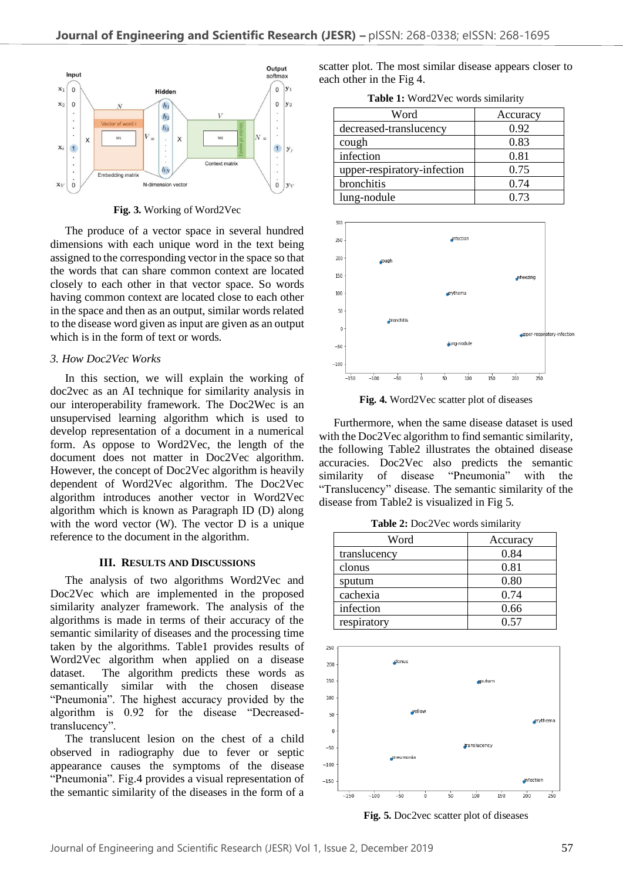Fig. 3. Working of Word2Vec

The produce of a vector space in several hundred dimensions with each unique word in the text being assigned to the corresponding vector in the space so that the words that can share common context are located closely to each other in that vector space. So words having common context are located close to each other in the space and then as an output, similar words related to the disease word given as input are given as an output which is in the form of text or words.

### *3. How Doc2Vec Works*

In this section, we will explain the working of doc2vec as an AI technique for similarity analysis in our interoperability framework. The Doc2Wec is an unsupervised learning algorithm which is used to develop representation of a document in a numerical form. As oppose to Word2Vec, the length of the document does not matter in Doc2Vec algorithm. However, the concept of Doc2Vec algorithm is heavily dependent of Word2Vec algorithm. The Doc2Vec algorithm introduces another vector in Word2Vec algorithm which is known as Paragraph ID (D) along with the word vector (W). The vector D is a unique reference to the document in the algorithm.

## III. Results and Discussions

The analysis of two algorithms Word2Vec and Doc2Vec which are implemented in the proposed similarity analyzer framework. The analysis of the algorithms is made in terms of their accuracy of the semantic similarity of diseases and the processing time taken by the algorithms. Table1 provides results of Word2Vec algorithm when applied on a disease dataset. The algorithm predicts these words as semantically similar with the chosen disease "Pneumonia". The highest accuracy provided by the algorithm is 0.92 for the disease "Decreased-translucency".

The translucent lesion on the chest of a child observed in radiography due to fever or septic appearance causes the symptoms of the disease "Pneumonia". Fig.4 provides a visual representation of the semantic similarity of the diseases in the form of a scatter plot. The most similar disease appears closer to each other in the Fig 4.

**Table 1:** Word2Vec words similarity

| Word | Accuracy |
|---|---|
| decreased-translucency | 0.92 |
| cough | 0.83 |
| infection | 0.81 |
| upper-respiratory-infection | 0.75 |
| bronchitis | 0.74 |
| lung-nodule | 0.73 |

**Fig. 4.** Word2Vec scatter plot of diseases

Furthermore, when the same disease dataset is used with the Doc2Vec algorithm to find semantic similarity, the following Table2 illustrates the obtained disease accuracies. Doc2Vec also predicts the semantic similarity of disease "Pneumonia" with the "Translucency" disease. The semantic similarity of the disease from Table2 is visualized in Fig 5.

**Table 2:** Doc2Vec words similarity

| Word | Accuracy |
|---|---|
| translucency | 0.84 |
| clonus | 0.81 |
| sputum | 0.80 |
| cachexia | 0.74 |
| infection | 0.66 |
| respiratory | 0.57 |

**Fig. 5.** Doc2vec scatter plot of diseases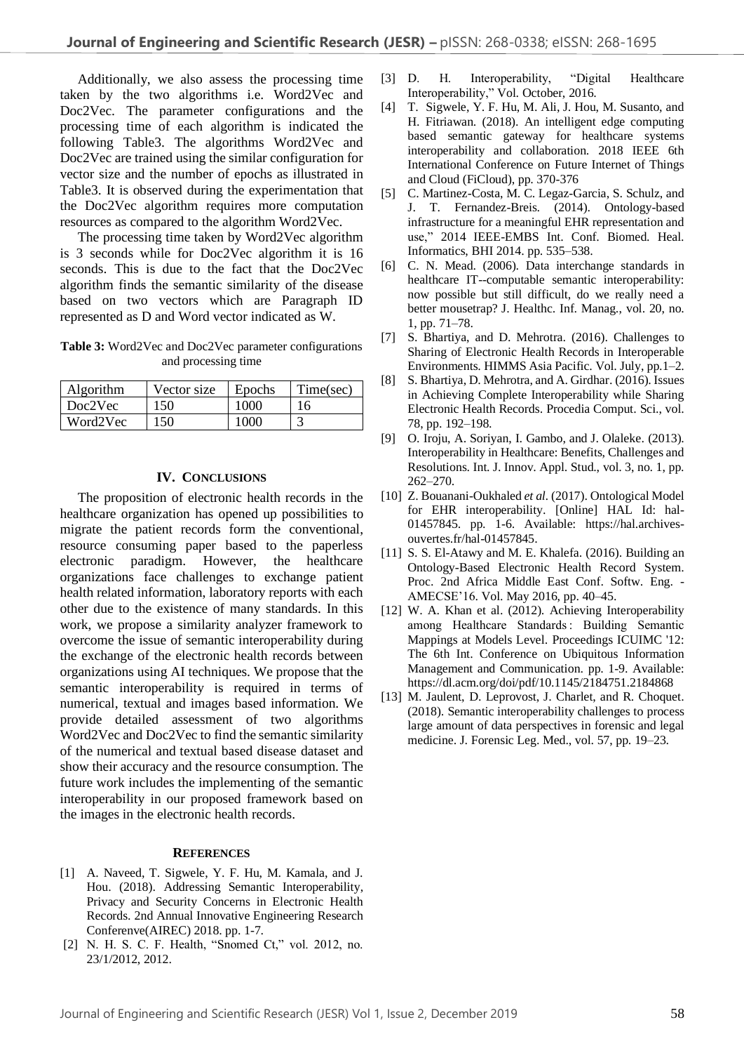Additionally, we also assess the processing time taken by the two algorithms i.e. Word2Vec and Doc2Vec. The parameter configurations and the processing time of each algorithm is indicated the following Table3. The algorithms Word2Vec and Doc2Vec are trained using the similar configuration for vector size and the number of epochs as illustrated in Table3. It is observed during the experimentation that the Doc2Vec algorithm requires more computation resources as compared to the algorithm Word2Vec.

The processing time taken by Word2Vec algorithm is 3 seconds while for Doc2Vec algorithm it is 16 seconds. This is due to the fact that the Doc2Vec algorithm finds the semantic similarity of the disease based on two vectors which are Paragraph ID represented as D and Word vector indicated as W.

**Table 3:** Word2Vec and Doc2Vec parameter configurations and processing time

| Algorithm | Vector size | Epochs | Time(sec) |
|---|---|---|---|
| Doc2Vec | 150 | 1000 | 16 |
| Word2Vec | 150 | 1000 | 3 |

## IV. Conclusions

The proposition of electronic health records in the healthcare organization has opened up possibilities to migrate the patient records form the conventional, resource consuming paper based to the paperless electronic paradigm. However, the healthcare organizations face challenges to exchange patient health related information, laboratory reports with each other due to the existence of many standards. In this work, we propose a similarity analyzer framework to overcome the issue of semantic interoperability during the exchange of the electronic health records between organizations using AI techniques. We propose that the semantic interoperability is required in terms of numerical, textual and images based information. We provide detailed assessment of two algorithms Word2Vec and Doc2Vec to find the semantic similarity of the numerical and textual based disease dataset and show their accuracy and the resource consumption. The future work includes the implementing of the semantic interoperability in our proposed framework based on the images in the electronic health records.

## References

[1] A. Naveed, T. Sigwele, Y. F. Hu, M. Kamala, and J. Hou. (2018). Addressing Semantic Interoperability, Privacy and Security Concerns in Electronic Health Records. 2nd Annual Innovative Engineering Research Conferenve(AIREC) 2018. pp. 1-7.

[2] N. H. S. C. F. Health, "Snomed Ct," vol. 2012, no. 23/1/2012, 2012.

[3] D. H. Interoperability, "Digital Healthcare Interoperability," Vol. October, 2016.

[4] T. Sigwele, Y. F. Hu, M. Ali, J. Hou, M. Susanto, and H. Fitriawan. (2018). An intelligent edge computing based semantic gateway for healthcare systems interoperability and collaboration. 2018 IEEE 6th International Conference on Future Internet of Things and Cloud (FiCloud), pp. 370-376

[5] C. Martinez-Costa, M. C. Legaz-Garcia, S. Schulz, and J. T. Fernandez-Breis. (2014). Ontology-based infrastructure for a meaningful EHR representation and use," 2014 IEEE-EMBS Int. Conf. Biomed. Heal. Informatics, BHI 2014. pp. 535–538.

[6] C. N. Mead. (2006). Data interchange standards in healthcare IT--computable semantic interoperability: now possible but still difficult, do we really need a better mousetrap? J. Healthc. Inf. Manag., vol. 20, no. 1, pp. 71–78.

[7] S. Bhartiya, and D. Mehrotra. (2016). Challenges to Sharing of Electronic Health Records in Interoperable Environments. HIMMS Asia Pacific. Vol. July, pp.1–2.

[8] S. Bhartiya, D. Mehrotra, and A. Girdhar. (2016). Issues in Achieving Complete Interoperability while Sharing Electronic Health Records. Procedia Comput. Sci., vol. 78, pp. 192–198.

[9] O. Iroju, A. Soriyan, I. Gambo, and J. Olaleke. (2013). Interoperability in Healthcare: Benefits, Challenges and Resolutions. Int. J. Innov. Appl. Stud., vol. 3, no. 1, pp. 262–270.

[10] Z. Bouanani-Oukhaled *et al*. (2017). Ontological Model for EHR interoperability. [Online] HAL Id: hal-01457845. pp. 1-6. Available: https://hal.archives-ouvertes.fr/hal-01457845.

[11] S. S. El-Atawy and M. E. Khalefa. (2016). Building an Ontology-Based Electronic Health Record System. Proc. 2nd Africa Middle East Conf. Softw. Eng. - AMECSE'16. Vol. May 2016, pp. 40–45.

[12] W. A. Khan et al. (2012). Achieving Interoperability among Healthcare Standards : Building Semantic Mappings at Models Level. Proceedings ICUIMC '12: The 6th Int. Conference on Ubiquitous Information Management and Communication. pp. 1-9. Available: https://dl.acm.org/doi/pdf/10.1145/2184751.2184868

[13] M. Jaulent, D. Leprovost, J. Charlet, and R. Choquet. (2018). Semantic interoperability challenges to process large amount of data perspectives in forensic and legal medicine. J. Forensic Leg. Med., vol. 57, pp. 19–23.